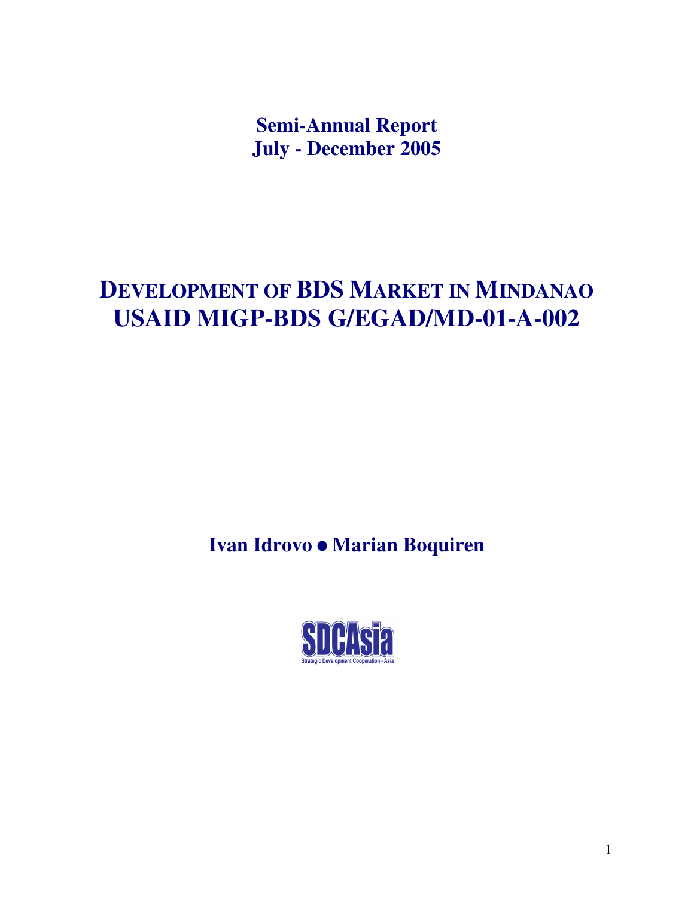**Semi-Annual Report**
**July - December 2005**

# DEVELOPMENT OF BDS MARKET IN MINDANAO
# USAID MIGP-BDS G/EGAD/MD-01-A-002

**Ivan Idrovo ● Marian Boquiren**

SDCAsia
Strategic Development Cooperation - Asia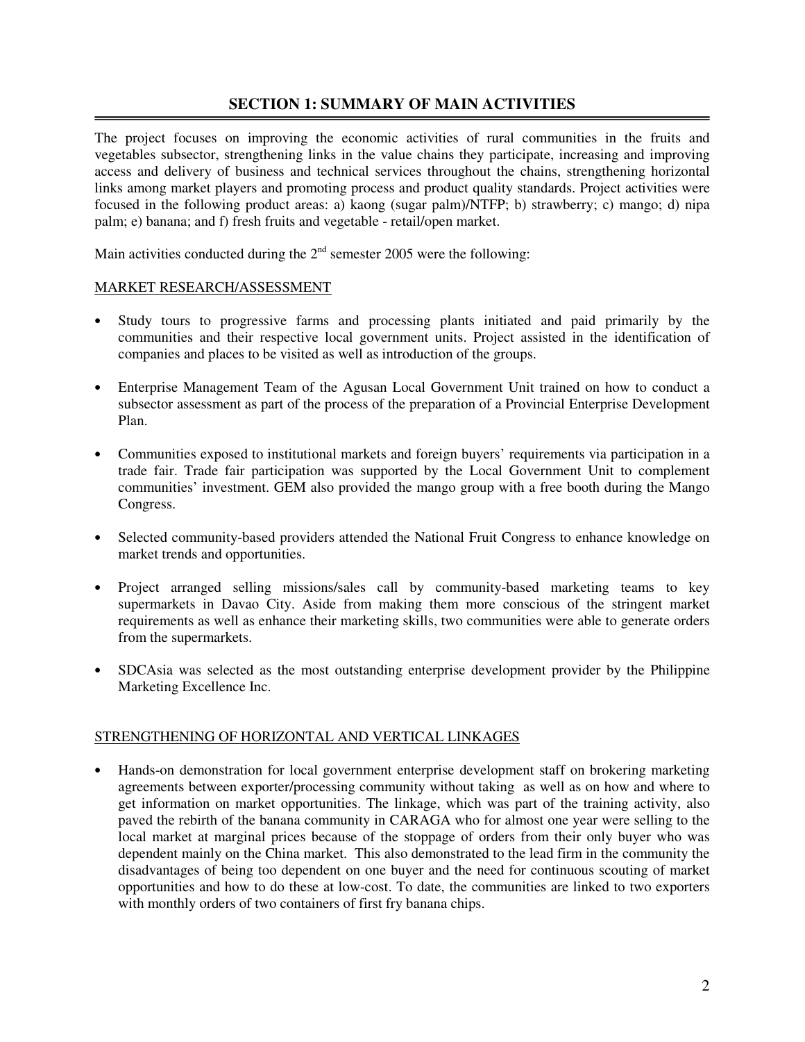## SECTION 1: SUMMARY OF MAIN ACTIVITIES

The project focuses on improving the economic activities of rural communities in the fruits and vegetables subsector, strengthening links in the value chains they participate, increasing and improving access and delivery of business and technical services throughout the chains, strengthening horizontal links among market players and promoting process and product quality standards. Project activities were focused in the following product areas: a) kaong (sugar palm)/NTFP; b) strawberry; c) mango; d) nipa palm; e) banana; and f) fresh fruits and vegetable - retail/open market.

Main activities conducted during the 2nd semester 2005 were the following:

MARKET RESEARCH/ASSESSMENT

- Study tours to progressive farms and processing plants initiated and paid primarily by the communities and their respective local government units. Project assisted in the identification of companies and places to be visited as well as introduction of the groups.
- Enterprise Management Team of the Agusan Local Government Unit trained on how to conduct a subsector assessment as part of the process of the preparation of a Provincial Enterprise Development Plan.
- Communities exposed to institutional markets and foreign buyers' requirements via participation in a trade fair. Trade fair participation was supported by the Local Government Unit to complement communities' investment. GEM also provided the mango group with a free booth during the Mango Congress.
- Selected community-based providers attended the National Fruit Congress to enhance knowledge on market trends and opportunities.
- Project arranged selling missions/sales call by community-based marketing teams to key supermarkets in Davao City. Aside from making them more conscious of the stringent market requirements as well as enhance their marketing skills, two communities were able to generate orders from the supermarkets.
- SDCAsia was selected as the most outstanding enterprise development provider by the Philippine Marketing Excellence Inc.

STRENGTHENING OF HORIZONTAL AND VERTICAL LINKAGES

- Hands-on demonstration for local government enterprise development staff on brokering marketing agreements between exporter/processing community without taking as well as on how and where to get information on market opportunities. The linkage, which was part of the training activity, also paved the rebirth of the banana community in CARAGA who for almost one year were selling to the local market at marginal prices because of the stoppage of orders from their only buyer who was dependent mainly on the China market. This also demonstrated to the lead firm in the community the disadvantages of being too dependent on one buyer and the need for continuous scouting of market opportunities and how to do these at low-cost. To date, the communities are linked to two exporters with monthly orders of two containers of first fry banana chips.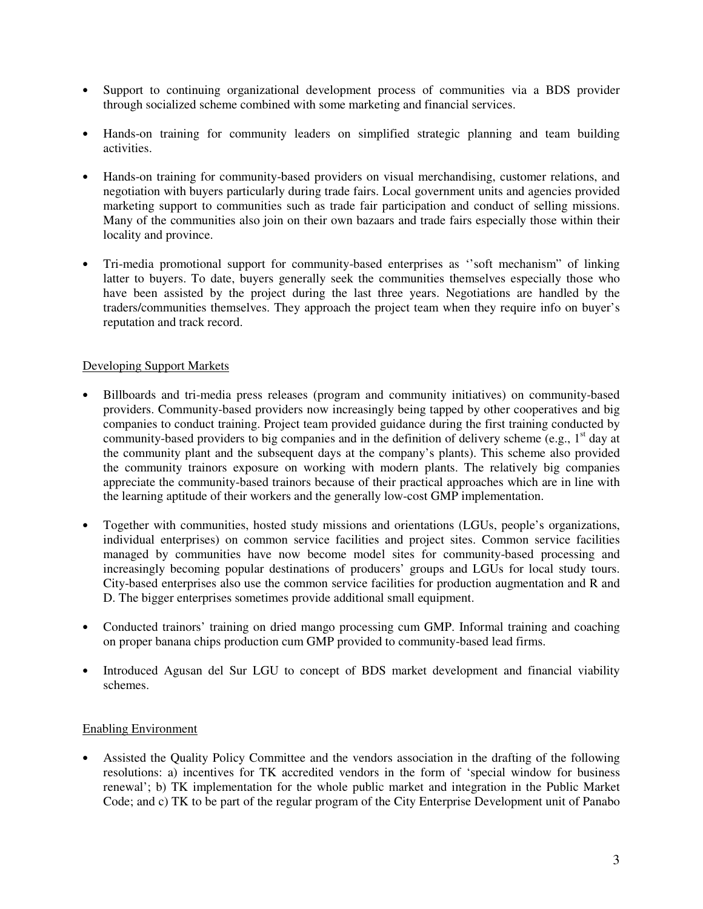- Support to continuing organizational development process of communities via a BDS provider through socialized scheme combined with some marketing and financial services.

- Hands-on training for community leaders on simplified strategic planning and team building activities.

- Hands-on training for community-based providers on visual merchandising, customer relations, and negotiation with buyers particularly during trade fairs. Local government units and agencies provided marketing support to communities such as trade fair participation and conduct of selling missions. Many of the communities also join on their own bazaars and trade fairs especially those within their locality and province.

- Tri-media promotional support for community-based enterprises as ''soft mechanism" of linking latter to buyers. To date, buyers generally seek the communities themselves especially those who have been assisted by the project during the last three years. Negotiations are handled by the traders/communities themselves. They approach the project team when they require info on buyer's reputation and track record.

<u>Developing Support Markets</u>

- Billboards and tri-media press releases (program and community initiatives) on community-based providers. Community-based providers now increasingly being tapped by other cooperatives and big companies to conduct training. Project team provided guidance during the first training conducted by community-based providers to big companies and in the definition of delivery scheme (e.g., 1st day at the community plant and the subsequent days at the company's plants). This scheme also provided the community trainors exposure on working with modern plants. The relatively big companies appreciate the community-based trainors because of their practical approaches which are in line with the learning aptitude of their workers and the generally low-cost GMP implementation.

- Together with communities, hosted study missions and orientations (LGUs, people's organizations, individual enterprises) on common service facilities and project sites. Common service facilities managed by communities have now become model sites for community-based processing and increasingly becoming popular destinations of producers' groups and LGUs for local study tours. City-based enterprises also use the common service facilities for production augmentation and R and D. The bigger enterprises sometimes provide additional small equipment.

- Conducted trainors' training on dried mango processing cum GMP. Informal training and coaching on proper banana chips production cum GMP provided to community-based lead firms.

- Introduced Agusan del Sur LGU to concept of BDS market development and financial viability schemes.

<u>Enabling Environment</u>

- Assisted the Quality Policy Committee and the vendors association in the drafting of the following resolutions: a) incentives for TK accredited vendors in the form of 'special window for business renewal'; b) TK implementation for the whole public market and integration in the Public Market Code; and c) TK to be part of the regular program of the City Enterprise Development unit of Panabo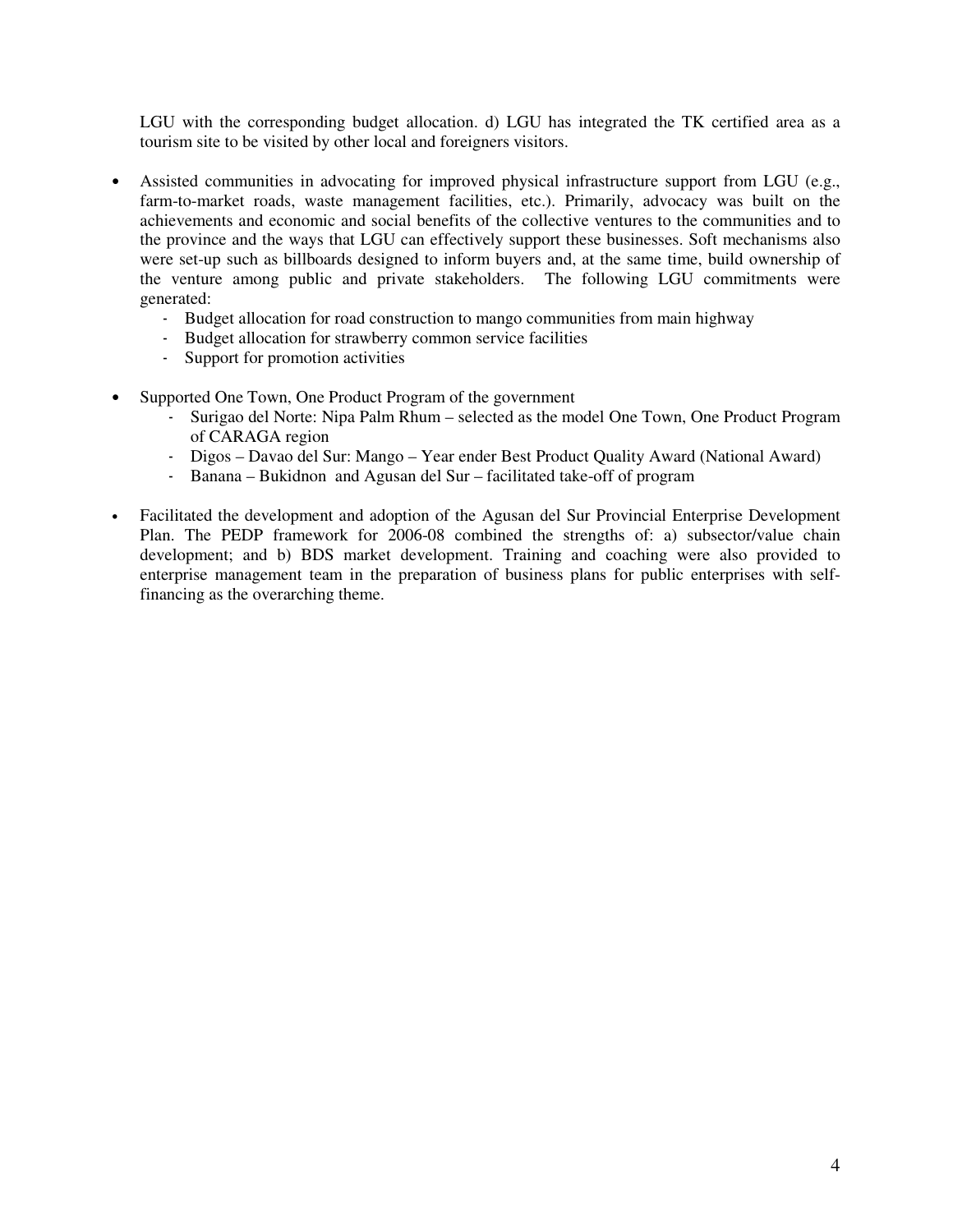LGU with the corresponding budget allocation. d) LGU has integrated the TK certified area as a tourism site to be visited by other local and foreigners visitors.

- Assisted communities in advocating for improved physical infrastructure support from LGU (e.g., farm-to-market roads, waste management facilities, etc.). Primarily, advocacy was built on the achievements and economic and social benefits of the collective ventures to the communities and to the province and the ways that LGU can effectively support these businesses. Soft mechanisms also were set-up such as billboards designed to inform buyers and, at the same time, build ownership of the venture among public and private stakeholders. The following LGU commitments were generated:
  - Budget allocation for road construction to mango communities from main highway
  - Budget allocation for strawberry common service facilities
  - Support for promotion activities

- Supported One Town, One Product Program of the government
  - Surigao del Norte: Nipa Palm Rhum – selected as the model One Town, One Product Program of CARAGA region
  - Digos – Davao del Sur: Mango – Year ender Best Product Quality Award (National Award)
  - Banana – Bukidnon and Agusan del Sur – facilitated take-off of program

- Facilitated the development and adoption of the Agusan del Sur Provincial Enterprise Development Plan. The PEDP framework for 2006-08 combined the strengths of: a) subsector/value chain development; and b) BDS market development. Training and coaching were also provided to enterprise management team in the preparation of business plans for public enterprises with self-financing as the overarching theme.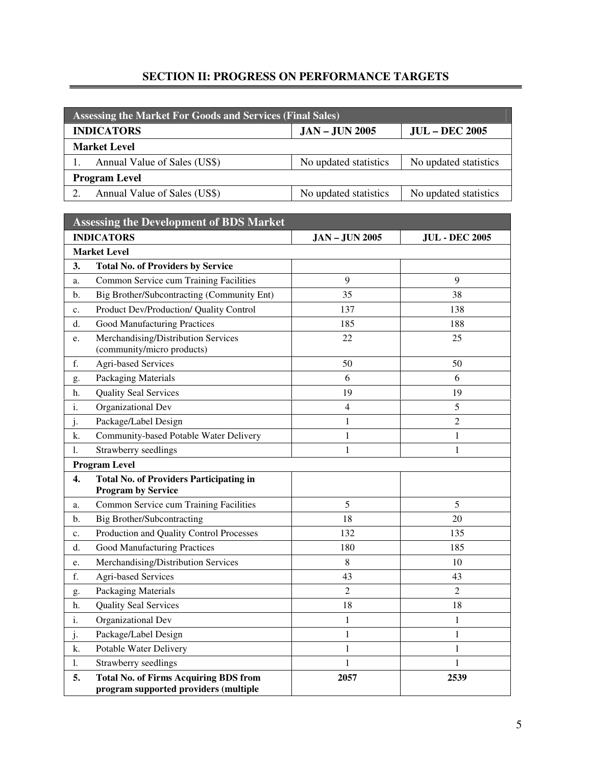## SECTION II: PROGRESS ON PERFORMANCE TARGETS

| Assessing the Market For Goods and Services (Final Sales) | | |
|---|---|---|
| **INDICATORS** | **JAN – JUN 2005** | **JUL – DEC 2005** |
| **Market Level** | | |
| 1. Annual Value of Sales (US$) | No updated statistics | No updated statistics |
| **Program Level** | | |
| 2. Annual Value of Sales (US$) | No updated statistics | No updated statistics |

| Assessing the Development of BDS Market | | | |
|---|---|---|---|
| **INDICATORS** | | **JAN – JUN 2005** | **JUL - DEC 2005** |
| **Market Level** | | | |
| **3.** | **Total No. of Providers by Service** | | |
| a. | Common Service cum Training Facilities | 9 | 9 |
| b. | Big Brother/Subcontracting (Community Ent) | 35 | 38 |
| c. | Product Dev/Production/ Quality Control | 137 | 138 |
| d. | Good Manufacturing Practices | 185 | 188 |
| e. | Merchandising/Distribution Services (community/micro products) | 22 | 25 |
| f. | Agri-based Services | 50 | 50 |
| g. | Packaging Materials | 6 | 6 |
| h. | Quality Seal Services | 19 | 19 |
| i. | Organizational Dev | 4 | 5 |
| j. | Package/Label Design | 1 | 2 |
| k. | Community-based Potable Water Delivery | 1 | 1 |
| l. | Strawberry seedlings | 1 | 1 |
| **Program Level** | | | |
| **4.** | **Total No. of Providers Participating in Program by Service** | | |
| a. | Common Service cum Training Facilities | 5 | 5 |
| b. | Big Brother/Subcontracting | 18 | 20 |
| c. | Production and Quality Control Processes | 132 | 135 |
| d. | Good Manufacturing Practices | 180 | 185 |
| e. | Merchandising/Distribution Services | 8 | 10 |
| f. | Agri-based Services | 43 | 43 |
| g. | Packaging Materials | 2 | 2 |
| h. | Quality Seal Services | 18 | 18 |
| i. | Organizational Dev | 1 | 1 |
| j. | Package/Label Design | 1 | 1 |
| k. | Potable Water Delivery | 1 | 1 |
| l. | Strawberry seedlings | 1 | 1 |
| **5.** | **Total No. of Firms Acquiring BDS from program supported providers (multiple** | **2057** | **2539** |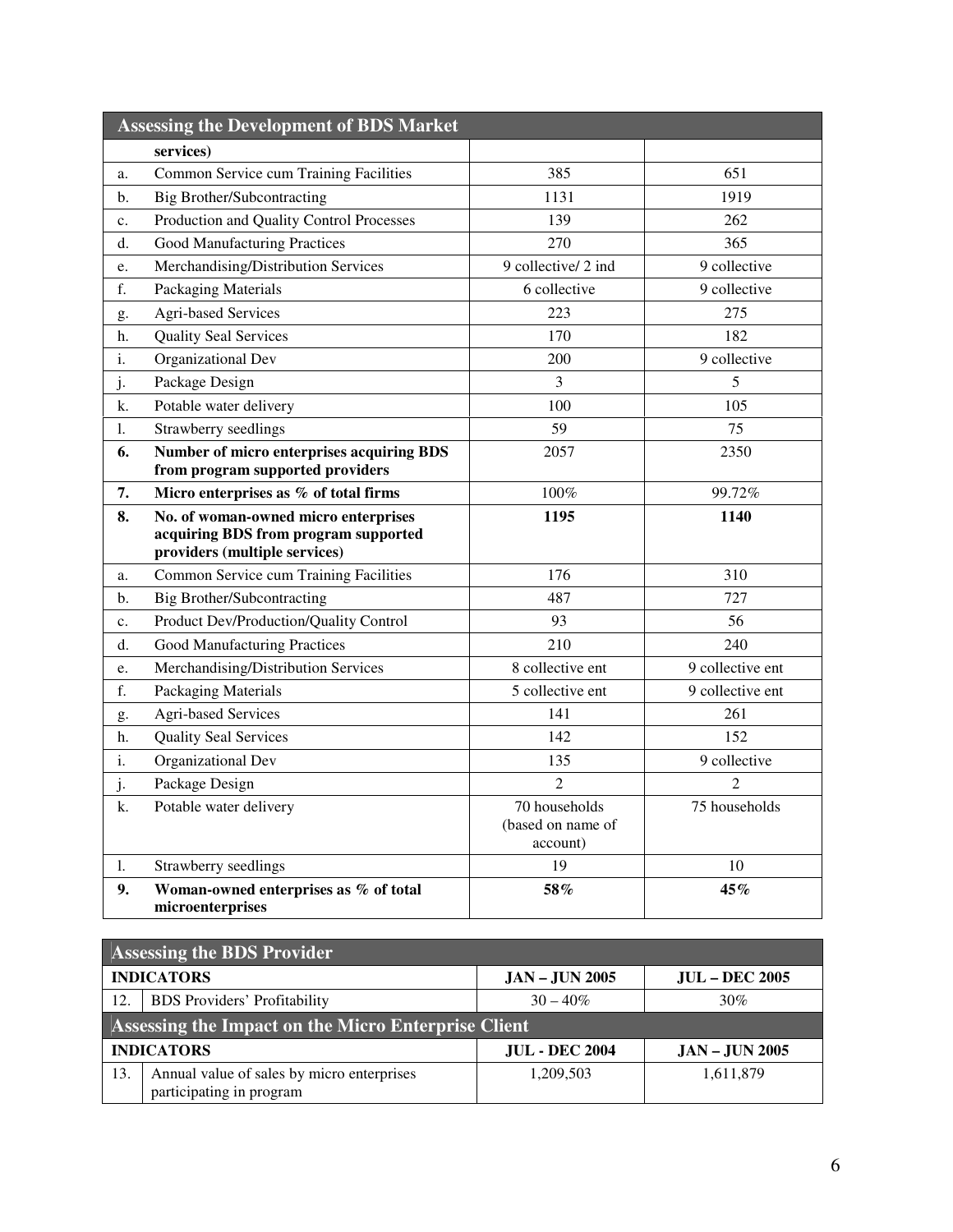| Assessing the Development of BDS Market | | | |
|---|---|---|---|
| | **services)** | | |
| a. | Common Service cum Training Facilities | 385 | 651 |
| b. | Big Brother/Subcontracting | 1131 | 1919 |
| c. | Production and Quality Control Processes | 139 | 262 |
| d. | Good Manufacturing Practices | 270 | 365 |
| e. | Merchandising/Distribution Services | 9 collective/ 2 ind | 9 collective |
| f. | Packaging Materials | 6 collective | 9 collective |
| g. | Agri-based Services | 223 | 275 |
| h. | Quality Seal Services | 170 | 182 |
| i. | Organizational Dev | 200 | 9 collective |
| j. | Package Design | 3 | 5 |
| k. | Potable water delivery | 100 | 105 |
| l. | Strawberry seedlings | 59 | 75 |
| **6.** | **Number of micro enterprises acquiring BDS from program supported providers** | 2057 | 2350 |
| **7.** | **Micro enterprises as % of total firms** | 100% | 99.72% |
| **8.** | **No. of woman-owned micro enterprises acquiring BDS from program supported providers (multiple services)** | **1195** | **1140** |
| a. | Common Service cum Training Facilities | 176 | 310 |
| b. | Big Brother/Subcontracting | 487 | 727 |
| c. | Product Dev/Production/Quality Control | 93 | 56 |
| d. | Good Manufacturing Practices | 210 | 240 |
| e. | Merchandising/Distribution Services | 8 collective ent | 9 collective ent |
| f. | Packaging Materials | 5 collective ent | 9 collective ent |
| g. | Agri-based Services | 141 | 261 |
| h. | Quality Seal Services | 142 | 152 |
| i. | Organizational Dev | 135 | 9 collective |
| j. | Package Design | 2 | 2 |
| k. | Potable water delivery | 70 households (based on name of account) | 75 households |
| l. | Strawberry seedlings | 19 | 10 |
| **9.** | **Woman-owned enterprises as % of total microenterprises** | **58%** | **45%** |

| Assessing the BDS Provider | | | |
|---|---|---|---|
| **INDICATORS** | | **JAN – JUN 2005** | **JUL – DEC 2005** |
| 12. | BDS Providers' Profitability | 30 – 40% | 30% |
| **Assessing the Impact on the Micro Enterprise Client** | | | |
| **INDICATORS** | | **JUL - DEC 2004** | **JAN – JUN 2005** |
| 13. | Annual value of sales by micro enterprises participating in program | 1,209,503 | 1,611,879 |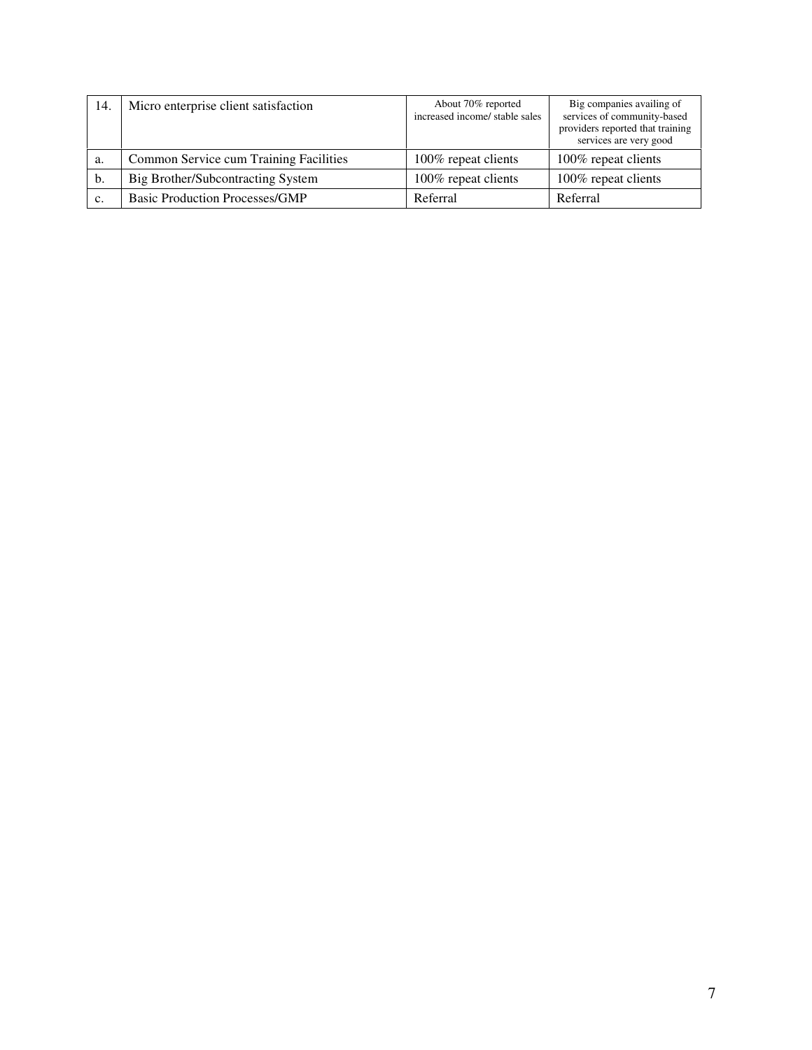| 14. | Micro enterprise client satisfaction | About 70% reported increased income/ stable sales | Big companies availing of services of community-based providers reported that training services are very good |
|---|---|---|---|
| a. | Common Service cum Training Facilities | 100% repeat clients | 100% repeat clients |
| b. | Big Brother/Subcontracting System | 100% repeat clients | 100% repeat clients |
| c. | Basic Production Processes/GMP | Referral | Referral |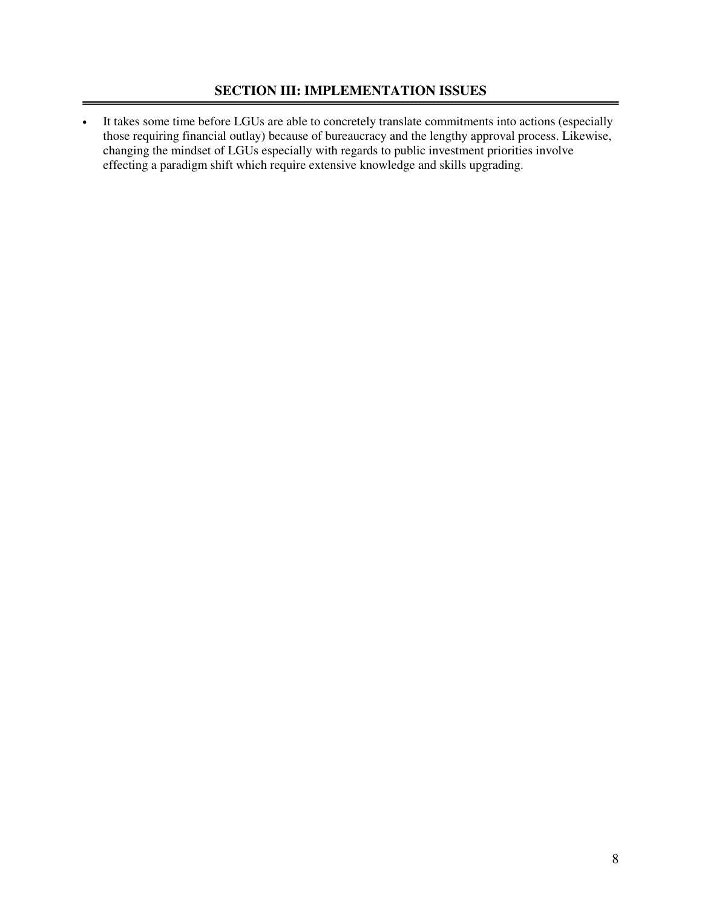## SECTION III: IMPLEMENTATION ISSUES

- It takes some time before LGUs are able to concretely translate commitments into actions (especially those requiring financial outlay) because of bureaucracy and the lengthy approval process. Likewise, changing the mindset of LGUs especially with regards to public investment priorities involve effecting a paradigm shift which require extensive knowledge and skills upgrading.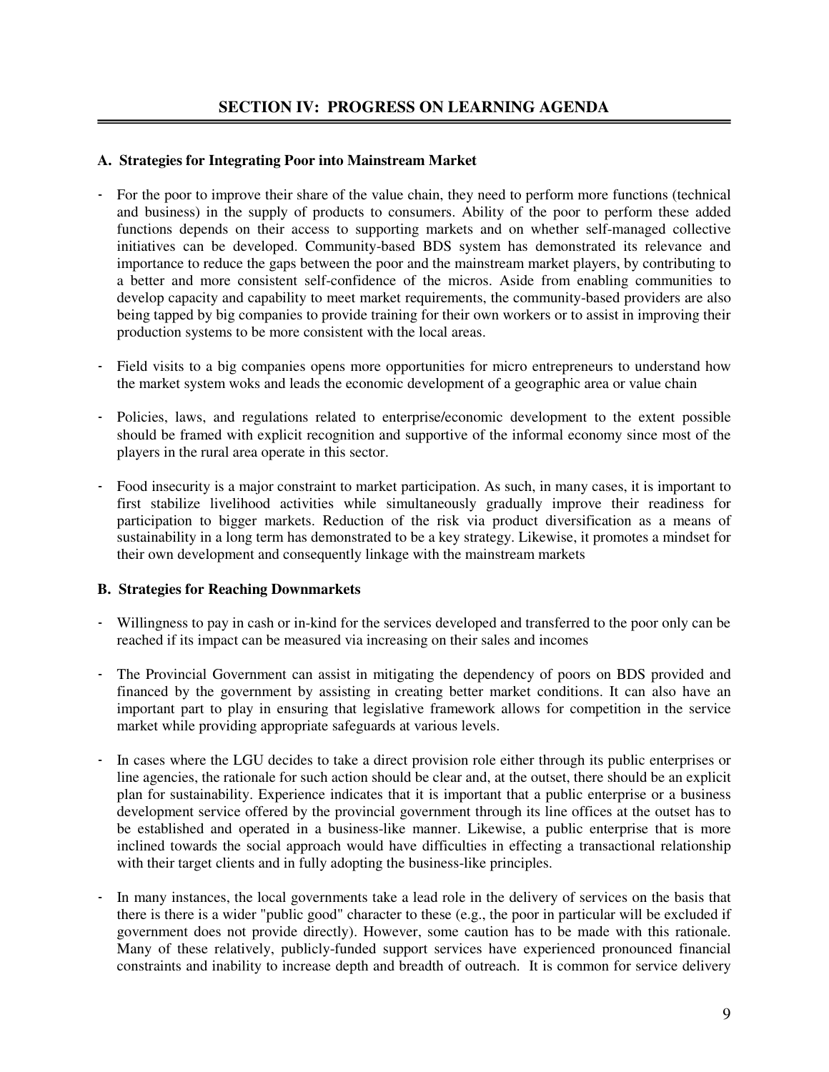## SECTION IV: PROGRESS ON LEARNING AGENDA

### A. Strategies for Integrating Poor into Mainstream Market

- For the poor to improve their share of the value chain, they need to perform more functions (technical and business) in the supply of products to consumers. Ability of the poor to perform these added functions depends on their access to supporting markets and on whether self-managed collective initiatives can be developed. Community-based BDS system has demonstrated its relevance and importance to reduce the gaps between the poor and the mainstream market players, by contributing to a better and more consistent self-confidence of the micros. Aside from enabling communities to develop capacity and capability to meet market requirements, the community-based providers are also being tapped by big companies to provide training for their own workers or to assist in improving their production systems to be more consistent with the local areas.

- Field visits to a big companies opens more opportunities for micro entrepreneurs to understand how the market system woks and leads the economic development of a geographic area or value chain

- Policies, laws, and regulations related to enterprise/economic development to the extent possible should be framed with explicit recognition and supportive of the informal economy since most of the players in the rural area operate in this sector.

- Food insecurity is a major constraint to market participation. As such, in many cases, it is important to first stabilize livelihood activities while simultaneously gradually improve their readiness for participation to bigger markets. Reduction of the risk via product diversification as a means of sustainability in a long term has demonstrated to be a key strategy. Likewise, it promotes a mindset for their own development and consequently linkage with the mainstream markets

### B. Strategies for Reaching Downmarkets

- Willingness to pay in cash or in-kind for the services developed and transferred to the poor only can be reached if its impact can be measured via increasing on their sales and incomes

- The Provincial Government can assist in mitigating the dependency of poors on BDS provided and financed by the government by assisting in creating better market conditions. It can also have an important part to play in ensuring that legislative framework allows for competition in the service market while providing appropriate safeguards at various levels.

- In cases where the LGU decides to take a direct provision role either through its public enterprises or line agencies, the rationale for such action should be clear and, at the outset, there should be an explicit plan for sustainability. Experience indicates that it is important that a public enterprise or a business development service offered by the provincial government through its line offices at the outset has to be established and operated in a business-like manner. Likewise, a public enterprise that is more inclined towards the social approach would have difficulties in effecting a transactional relationship with their target clients and in fully adopting the business-like principles.

- In many instances, the local governments take a lead role in the delivery of services on the basis that there is there is a wider "public good" character to these (e.g., the poor in particular will be excluded if government does not provide directly). However, some caution has to be made with this rationale. Many of these relatively, publicly-funded support services have experienced pronounced financial constraints and inability to increase depth and breadth of outreach. It is common for service delivery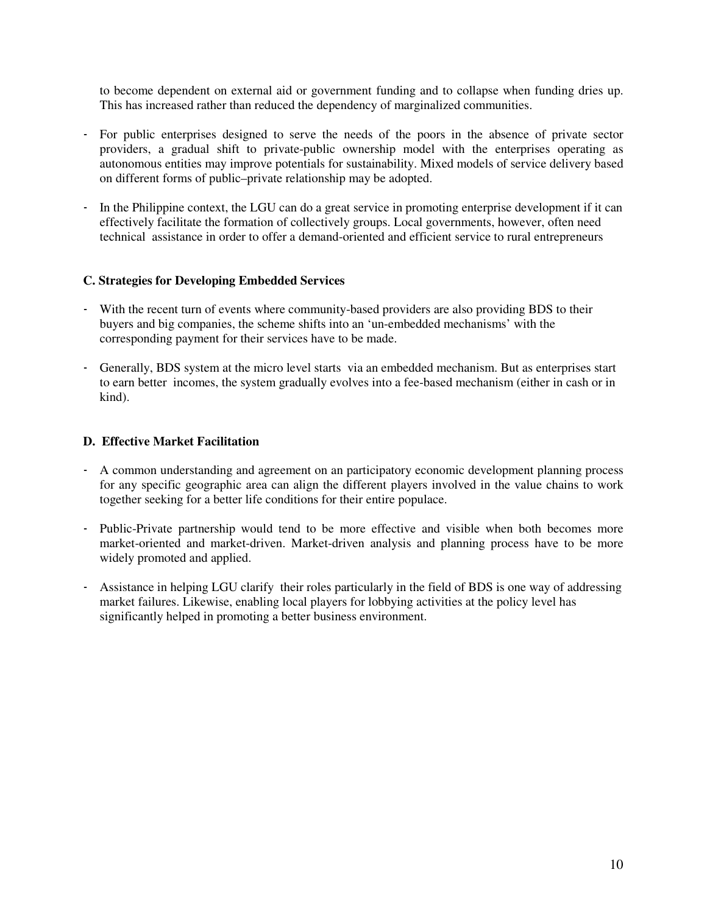to become dependent on external aid or government funding and to collapse when funding dries up. This has increased rather than reduced the dependency of marginalized communities.

- For public enterprises designed to serve the needs of the poors in the absence of private sector providers, a gradual shift to private-public ownership model with the enterprises operating as autonomous entities may improve potentials for sustainability. Mixed models of service delivery based on different forms of public–private relationship may be adopted.

- In the Philippine context, the LGU can do a great service in promoting enterprise development if it can effectively facilitate the formation of collectively groups. Local governments, however, often need technical assistance in order to offer a demand-oriented and efficient service to rural entrepreneurs

**C. Strategies for Developing Embedded Services**

- With the recent turn of events where community-based providers are also providing BDS to their buyers and big companies, the scheme shifts into an 'un-embedded mechanisms' with the corresponding payment for their services have to be made.

- Generally, BDS system at the micro level starts via an embedded mechanism. But as enterprises start to earn better incomes, the system gradually evolves into a fee-based mechanism (either in cash or in kind).

**D. Effective Market Facilitation**

- A common understanding and agreement on an participatory economic development planning process for any specific geographic area can align the different players involved in the value chains to work together seeking for a better life conditions for their entire populace.

- Public-Private partnership would tend to be more effective and visible when both becomes more market-oriented and market-driven. Market-driven analysis and planning process have to be more widely promoted and applied.

- Assistance in helping LGU clarify their roles particularly in the field of BDS is one way of addressing market failures. Likewise, enabling local players for lobbying activities at the policy level has significantly helped in promoting a better business environment.